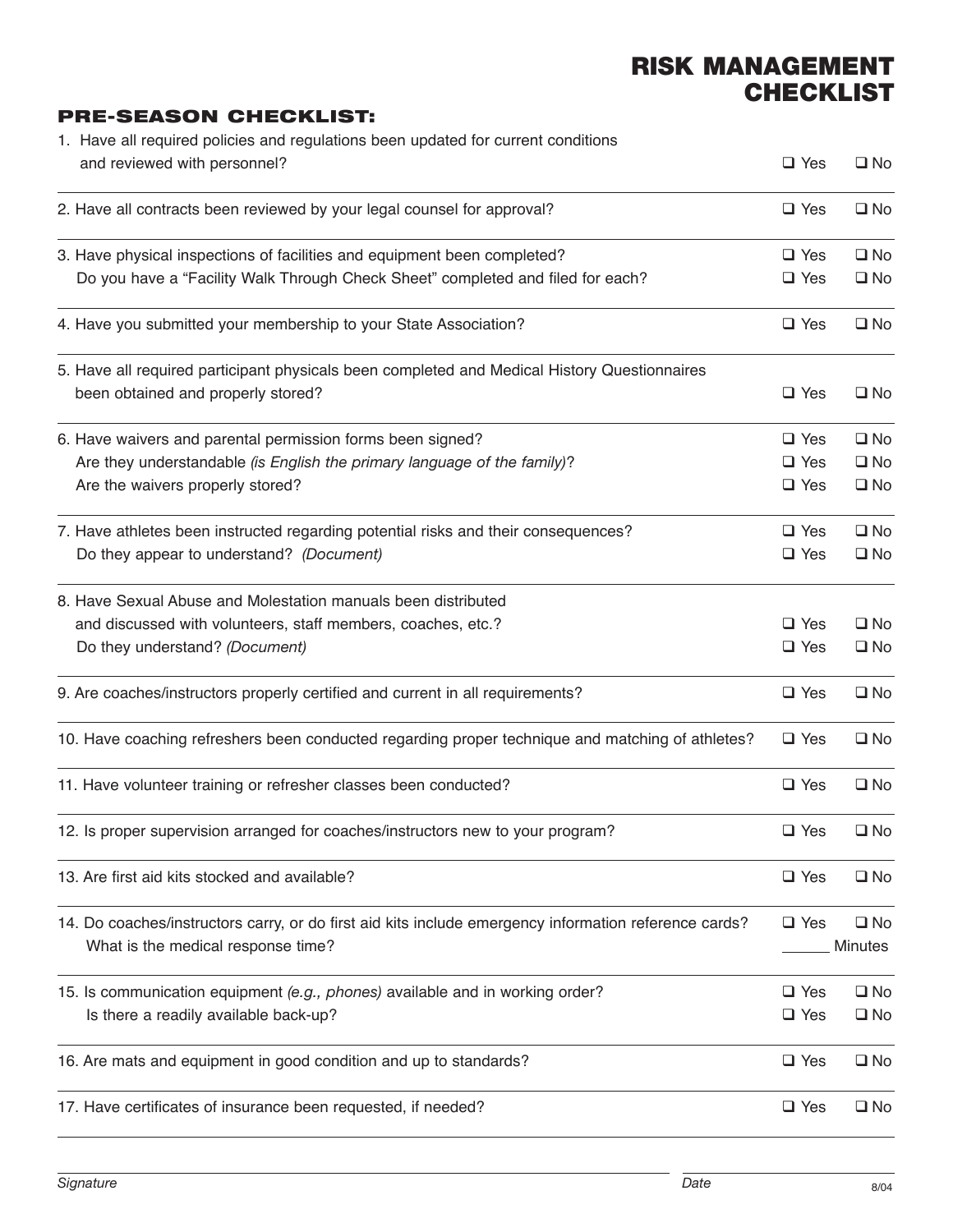# RISK MANAGEMENT CHECKLIST

## PRE-SEASON CHECKLIST:

| Question | Yes | No |
|---|---|---|
| 1. Have all required policies and regulations been updated for current conditions and reviewed with personnel? | ❑ Yes | ❑ No |
| 2. Have all contracts been reviewed by your legal counsel for approval? | ❑ Yes | ❑ No |
| 3. Have physical inspections of facilities and equipment been completed? | ❑ Yes | ❑ No |
| Do you have a "Facility Walk Through Check Sheet" completed and filed for each? | ❑ Yes | ❑ No |
| 4. Have you submitted your membership to your State Association? | ❑ Yes | ❑ No |
| 5. Have all required participant physicals been completed and Medical History Questionnaires been obtained and properly stored? | ❑ Yes | ❑ No |
| 6. Have waivers and parental permission forms been signed? | ❑ Yes | ❑ No |
| Are they understandable *(is English the primary language of the family)*? | ❑ Yes | ❑ No |
| Are the waivers properly stored? | ❑ Yes | ❑ No |
| 7. Have athletes been instructed regarding potential risks and their consequences? | ❑ Yes | ❑ No |
| Do they appear to understand? *(Document)* | ❑ Yes | ❑ No |
| 8. Have Sexual Abuse and Molestation manuals been distributed and discussed with volunteers, staff members, coaches, etc.? | ❑ Yes | ❑ No |
| Do they understand? *(Document)* | ❑ Yes | ❑ No |
| 9. Are coaches/instructors properly certified and current in all requirements? | ❑ Yes | ❑ No |
| 10. Have coaching refreshers been conducted regarding proper technique and matching of athletes? | ❑ Yes | ❑ No |
| 11. Have volunteer training or refresher classes been conducted? | ❑ Yes | ❑ No |
| 12. Is proper supervision arranged for coaches/instructors new to your program? | ❑ Yes | ❑ No |
| 13. Are first aid kits stocked and available? | ❑ Yes | ❑ No |
| 14. Do coaches/instructors carry, or do first aid kits include emergency information reference cards? | ❑ Yes | ❑ No |
| What is the medical response time? | ______ Minutes | |
| 15. Is communication equipment *(e.g., phones)* available and in working order? | ❑ Yes | ❑ No |
| Is there a readily available back-up? | ❑ Yes | ❑ No |
| 16. Are mats and equipment in good condition and up to standards? | ❑ Yes | ❑ No |
| 17. Have certificates of insurance been requested, if needed? | ❑ Yes | ❑ No |

*Signature* ______________________________ *Date* ______________

8/04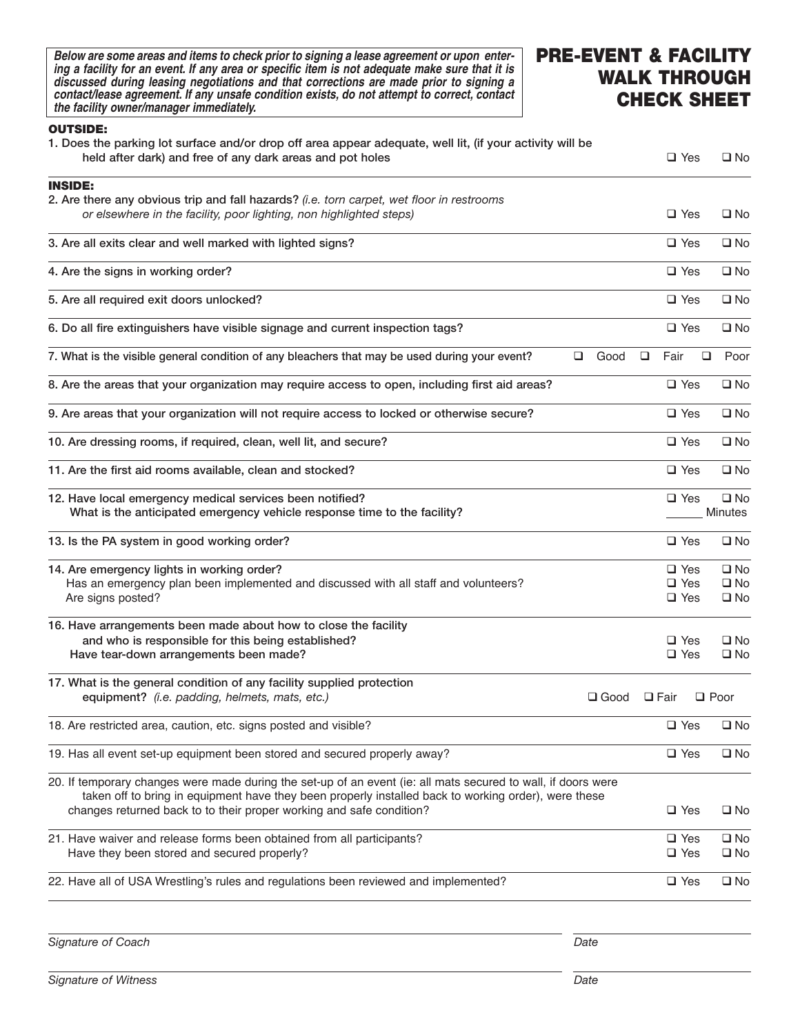*Below are some areas and items to check prior to signing a lease agreement or upon entering a facility for an event. If any area or specific item is not adequate make sure that it is discussed during leasing negotiations and that corrections are made prior to signing a contact/lease agreement. If any unsafe condition exists, do not attempt to correct, contact the facility owner/manager immediately.*

# PRE-EVENT & FACILITY WALK THROUGH CHECK SHEET

## OUTSIDE:

1. Does the parking lot surface and/or drop off area appear adequate, well lit, (if your activity will be held after dark) and free of any dark areas and pot holes ❑ Yes ❑ No

## INSIDE:

2. Are there any obvious trip and fall hazards? *(i.e. torn carpet, wet floor in restrooms or elsewhere in the facility, poor lighting, non highlighted steps)* ❑ Yes ❑ No

3. Are all exits clear and well marked with lighted signs? ❑ Yes ❑ No

4. Are the signs in working order? ❑ Yes ❑ No

5. Are all required exit doors unlocked? ❑ Yes ❑ No

6. Do all fire extinguishers have visible signage and current inspection tags? ❑ Yes ❑ No

7. What is the visible general condition of any bleachers that may be used during your event? ❑ Good ❑ Fair ❑ Poor

8. Are the areas that your organization may require access to open, including first aid areas? ❑ Yes ❑ No

9. Are areas that your organization will not require access to locked or otherwise secure? ❑ Yes ❑ No

10. Are dressing rooms, if required, clean, well lit, and secure? ❑ Yes ❑ No

11. Are the first aid rooms available, clean and stocked? ❑ Yes ❑ No

12. Have local emergency medical services been notified? ❑ Yes ❑ No
 What is the anticipated emergency vehicle response time to the facility? ______ Minutes

13. Is the PA system in good working order? ❑ Yes ❑ No

14. Are emergency lights in working order? ❑ Yes ❑ No
 Has an emergency plan been implemented and discussed with all staff and volunteers? ❑ Yes ❑ No
 Are signs posted? ❑ Yes ❑ No

16. Have arrangements been made about how to close the facility and who is responsible for this being established? ❑ Yes ❑ No
 Have tear-down arrangements been made? ❑ Yes ❑ No

17. What is the general condition of any facility supplied protection equipment? *(i.e. padding, helmets, mats, etc.)* ❑ Good ❑ Fair ❑ Poor

18. Are restricted area, caution, etc. signs posted and visible? ❑ Yes ❑ No

19. Has all event set-up equipment been stored and secured properly away? ❑ Yes ❑ No

20. If temporary changes were made during the set-up of an event (ie: all mats secured to wall, if doors were taken off to bring in equipment have they been properly installed back to working order), were these changes returned back to to their proper working and safe condition? ❑ Yes ❑ No

21. Have waiver and release forms been obtained from all participants? ❑ Yes ❑ No
 Have they been stored and secured properly? ❑ Yes ❑ No

22. Have all of USA Wrestling's rules and regulations been reviewed and implemented? ❑ Yes ❑ No

_______________________________________________ ____________________
*Signature of Coach* *Date*

_______________________________________________ ____________________
*Signature of Witness* *Date*